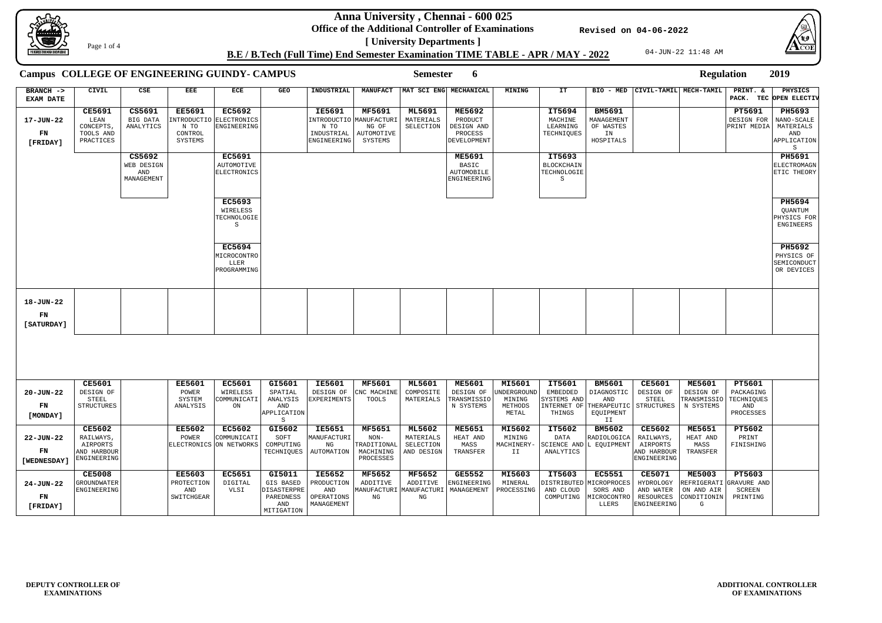# Anna University , Chennai - 600 025

**Office of the Additional Controller of Examinations**

**[ University Departments ]**

Revised on 04-06-2022

**B.E / B.Tech (Full Time) End Semester Examination TIME TABLE - APR / MAY - 2022**

04-JUN-22 11:48 AM

**Campus COLLEGE OF ENGINEERING GUINDY- CAMPUS** **Semester 6** **Regulation 2019**

| BRANCH -> EXAM DATE | CIVIL | CSE | EEE | ECE | GEO | INDUSTRIAL | MANUFACT | MAT SCI ENG | MECHANICAL | MINING | IT | BIO - MED | CIVIL-TAMIL | MECH-TAMIL | PRINT. & PACK. TEC | PHYSICS OPEN ELECTIV |
|---|---|---|---|---|---|---|---|---|---|---|---|---|---|---|---|---|
| 17-JUN-22 FN [FRIDAY] | **CE5691** LEAN CONCEPTS, TOOLS AND PRACTICES | **CS5691** BIG DATA ANALYTICS | **EE5691** INTRODUCTION TO CONTROL SYSTEMS | **EC5692** ELECTRONICS ENGINEERING | | **IE5691** INTRODUCTION TO INDUSTRIAL ENGINEERING | **MF5691** MANUFACTURING OF AUTOMOTIVE SYSTEMS | **ML5691** MATERIALS SELECTION | **ME5692** PRODUCT DESIGN AND PROCESS DEVELOPMENT | | **IT5694** MACHINE LEARNING TECHNIQUES | **BM5691** MANAGEMENT OF WASTES IN HOSPITALS | | | **PT5691** DESIGN FOR PRINT MEDIA | **PH5693** NANO-SCALE MATERIALS AND APPLICATIONS |
| | | **CS5692** WEB DESIGN AND MANAGEMENT | | **EC5691** AUTOMOTIVE ELECTRONICS | | | | | **ME5691** BASIC AUTOMOBILE ENGINEERING | | **IT5693** BLOCKCHAIN TECHNOLOGIES | | | | | **PH5691** ELECTROMAGNETIC THEORY |
| | | | | **EC5693** WIRELESS TECHNOLOGIES | | | | | | | | | | | | **PH5694** QUANTUM PHYSICS FOR ENGINEERS |
| | | | | **EC5694** MICROCONTROLLER PROGRAMMING | | | | | | | | | | | | **PH5692** PHYSICS OF SEMICONDUCTOR DEVICES |
| 18-JUN-22 FN [SATURDAY] | | | | | | | | | | | | | | | | |
| 20-JUN-22 FN [MONDAY] | **CE5601** DESIGN OF STEEL STRUCTURES | | **EE5601** POWER SYSTEM ANALYSIS | **EC5601** WIRELESS COMMUNICATION | **GI5601** SPATIAL ANALYSIS AND APPLICATIONS | **IE5601** DESIGN OF EXPERIMENTS | **MF5601** CNC MACHINE TOOLS | **ML5601** COMPOSITE MATERIALS | **ME5601** DESIGN OF TRANSMISSION SYSTEMS | **MI5601** UNDERGROUND MINING METHODS METAL | **IT5601** EMBEDDED SYSTEMS AND INTERNET OF THINGS | **BM5601** DIAGNOSTIC AND THERAPEUTIC EQUIPMENT II | **CE5601** DESIGN OF STEEL STRUCTURES | **ME5601** DESIGN OF TRANSMISSION SYSTEMS | **PT5601** PACKAGING TECHNIQUES AND PROCESSES | |
| 22-JUN-22 FN [WEDNESDAY] | **CE5602** RAILWAYS, AIRPORTS AND HARBOUR ENGINEERING | | **EE5602** POWER ELECTRONICS | **EC5602** COMMUNICATION NETWORKS | **GI5602** SOFT COMPUTING TECHNIQUES | **IE5651** MANUFACTURING AUTOMATION | **MF5651** NON-TRADITIONAL MACHINING PROCESSES | **ML5602** MATERIALS SELECTION AND DESIGN | **ME5651** HEAT AND MASS TRANSFER | **MI5602** MINING MACHINERY-II | **IT5602** DATA SCIENCE AND ANALYTICS | **BM5602** RADIOLOGICAL EQUIPMENT | **CE5602** RAILWAYS, AIRPORTS AND HARBOUR ENGINEERING | **ME5651** HEAT AND MASS TRANSFER | **PT5602** PRINT FINISHING | |
| 24-JUN-22 FN [FRIDAY] | **CE5008** GROUNDWATER ENGINEERING | | **EE5603** PROTECTION AND SWITCHGEAR | **EC5651** DIGITAL VLSI | **GI5011** GIS BASED DISASTERPREPAREDNESS AND MITIGATION | **IE5652** PRODUCTION AND OPERATIONS MANAGEMENT | **MF5652** ADDITIVE MANUFACTURING | **MF5652** ADDITIVE MANUFACTURING | **GE5552** ENGINEERING MANAGEMENT | **MI5603** MINERAL PROCESSING | **IT5603** DISTRIBUTED AND CLOUD COMPUTING | **EC5551** MICROPROCESSORS AND MICROCONTROLLERS | **CE5071** HYDROLOGY AND WATER RESOURCES ENGINEERING | **ME5003** REFRIGERATION AND AIR CONDITIONING | **PT5603** GRAVURE AND SCREEN PRINTING | |

**DEPUTY CONTROLLER OF EXAMINATIONS**

**ADDITIONAL CONTROLLER OF EXAMINATIONS**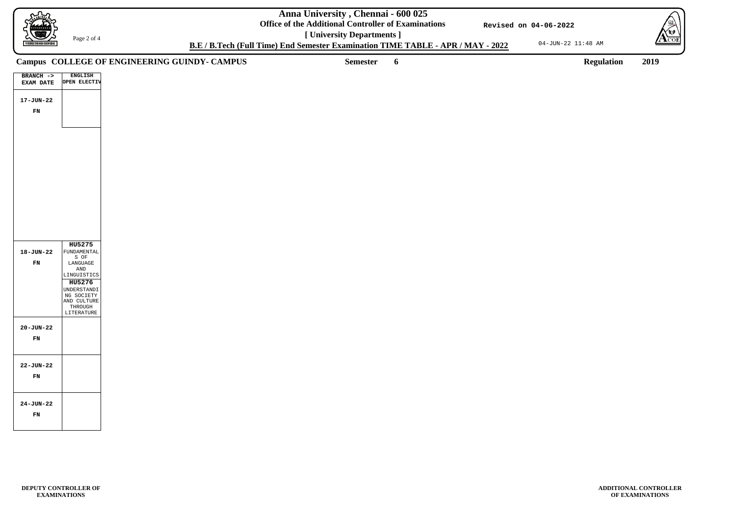# Anna University , Chennai - 600 025

**Office of the Additional Controller of Examinations**

**[ University Departments ]**

Revised on 04-06-2022

**B.E / B.Tech (Full Time) End Semester Examination TIME TABLE - APR / MAY - 2022**

04-JUN-22 11:48 AM

**Campus COLLEGE OF ENGINEERING GUINDY- CAMPUS** **Semester 6** **Regulation 2019**

| BRANCH -> EXAM DATE | ENGLISH OPEN ELECTIV |
|---|---|
| 17-JUN-22 FN | |
| 18-JUN-22 FN | **HU5275** FUNDAMENTALS OF LANGUAGE AND LINGUISTICS<br>**HU5276** UNDERSTANDING SOCIETY AND CULTURE THROUGH LITERATURE |
| 20-JUN-22 FN | |
| 22-JUN-22 FN | |
| 24-JUN-22 FN | |

**DEPUTY CONTROLLER OF EXAMINATIONS**

**ADDITIONAL CONTROLLER OF EXAMINATIONS**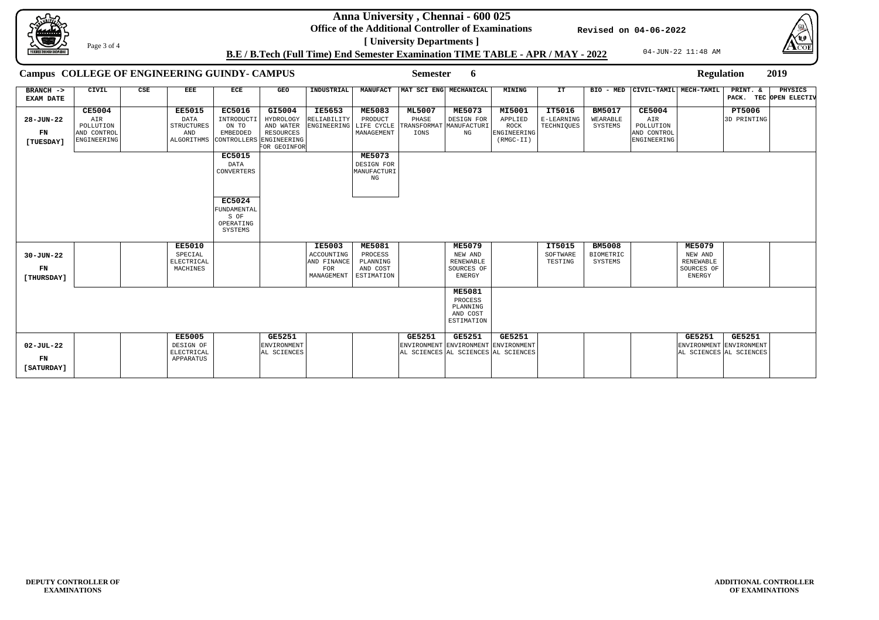# Anna University , Chennai - 600 025

**Office of the Additional Controller of Examinations**

**[ University Departments ]**

Revised on 04-06-2022

**B.E / B.Tech (Full Time) End Semester Examination TIME TABLE - APR / MAY - 2022**

04-JUN-22 11:48 AM

**Campus COLLEGE OF ENGINEERING GUINDY- CAMPUS** **Semester 6** **Regulation 2019**

| BRANCH -> EXAM DATE | CIVIL | CSE | EEE | ECE | GEO | INDUSTRIAL | MANUFACT | MAT SCI ENG | MECHANICAL | MINING | IT | BIO - MED | CIVIL-TAMIL | MECH-TAMIL | PRINT. & PACK. TEC | PHYSICS OPEN ELECTIV |
|---|---|---|---|---|---|---|---|---|---|---|---|---|---|---|---|---|
| 28-JUN-22 FN [TUESDAY] | **CE5004** AIR POLLUTION AND CONTROL ENGINEERING | | **EE5015** DATA STRUCTURES AND ALGORITHMS | **EC5016** INTRODUCTI ON TO EMBEDDED CONTROLLERS | **GI5004** HYDROLOGY AND WATER RESOURCES ENGINEERING FOR GEOINFOR | **IE5653** RELIABILITY ENGINEERING | **ME5083** PRODUCT LIFE CYCLE MANAGEMENT | **ML5007** PHASE TRANSFORMAT IONS | **ME5073** DESIGN FOR MANUFACTURI NG | **MI5001** APPLIED ROCK ENGINEERING (RMGC-II) | **IT5016** E-LEARNING TECHNIQUES | **BM5017** WEARABLE SYSTEMS | **CE5004** AIR POLLUTION AND CONTROL ENGINEERING | | **PT5006** 3D PRINTING | |
| | | | | **EC5015** DATA CONVERTERS | | | **ME5073** DESIGN FOR MANUFACTURI NG | | | | | | | | | |
| | | | | **EC5024** FUNDAMENTAL S OF OPERATING SYSTEMS | | | | | | | | | | | | |
| 30-JUN-22 FN [THURSDAY] | | | **EE5010** SPECIAL ELECTRICAL MACHINES | | | **IE5003** ACCOUNTING AND FINANCE FOR MANAGEMENT | **ME5081** PROCESS PLANNING AND COST ESTIMATION | | **ME5079** NEW AND RENEWABLE SOURCES OF ENERGY | | **IT5015** SOFTWARE TESTING | **BM5008** BIOMETRIC SYSTEMS | | **ME5079** NEW AND RENEWABLE SOURCES OF ENERGY | | |
| | | | | | | | | | **ME5081** PROCESS PLANNING AND COST ESTIMATION | | | | | | | |
| 02-JUL-22 FN [SATURDAY] | | | **EE5005** DESIGN OF ELECTRICAL APPARATUS | | **GE5251** ENVIRONMENT AL SCIENCES | | | **GE5251** ENVIRONMENT AL SCIENCES | **GE5251** ENVIRONMENT AL SCIENCES | **GE5251** ENVIRONMENT AL SCIENCES | | | | **GE5251** ENVIRONMENT AL SCIENCES | **GE5251** ENVIRONMENT AL SCIENCES | |

**DEPUTY CONTROLLER OF EXAMINATIONS** **ADDITIONAL CONTROLLER OF EXAMINATIONS**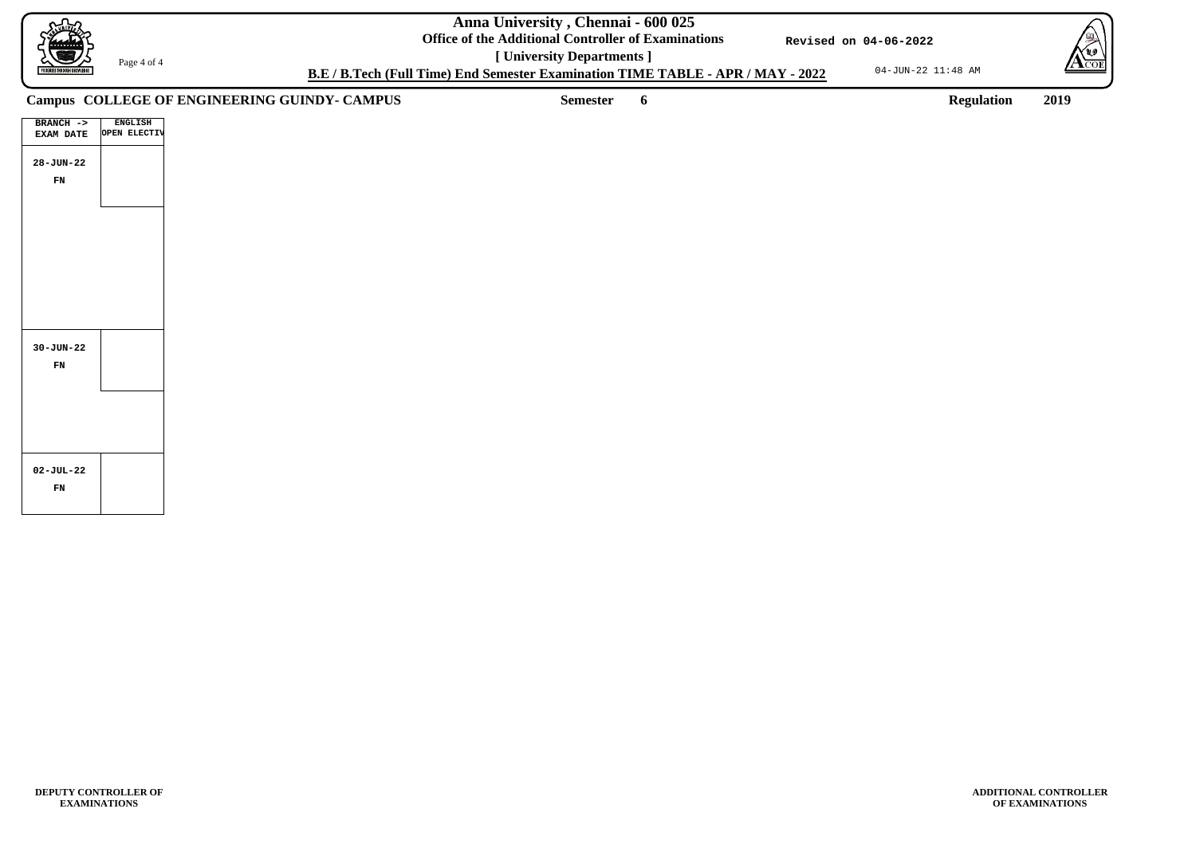# Anna University , Chennai - 600 025

**Office of the Additional Controller of Examinations**

**[ University Departments ]**

**B.E / B.Tech (Full Time) End Semester Examination TIME TABLE - APR / MAY - 2022**

Revised on 04-06-2022

04-JUN-22 11:48 AM

**Campus COLLEGE OF ENGINEERING GUINDY- CAMPUS** **Semester 6** **Regulation 2019**

| BRANCH -> EXAM DATE | ENGLISH OPEN ELECTIV |
|---|---|
| 28-JUN-22 FN | |
| | |
| 30-JUN-22 FN | |
| | |
| 02-JUL-22 FN | |

**DEPUTY CONTROLLER OF EXAMINATIONS**

**ADDITIONAL CONTROLLER OF EXAMINATIONS**